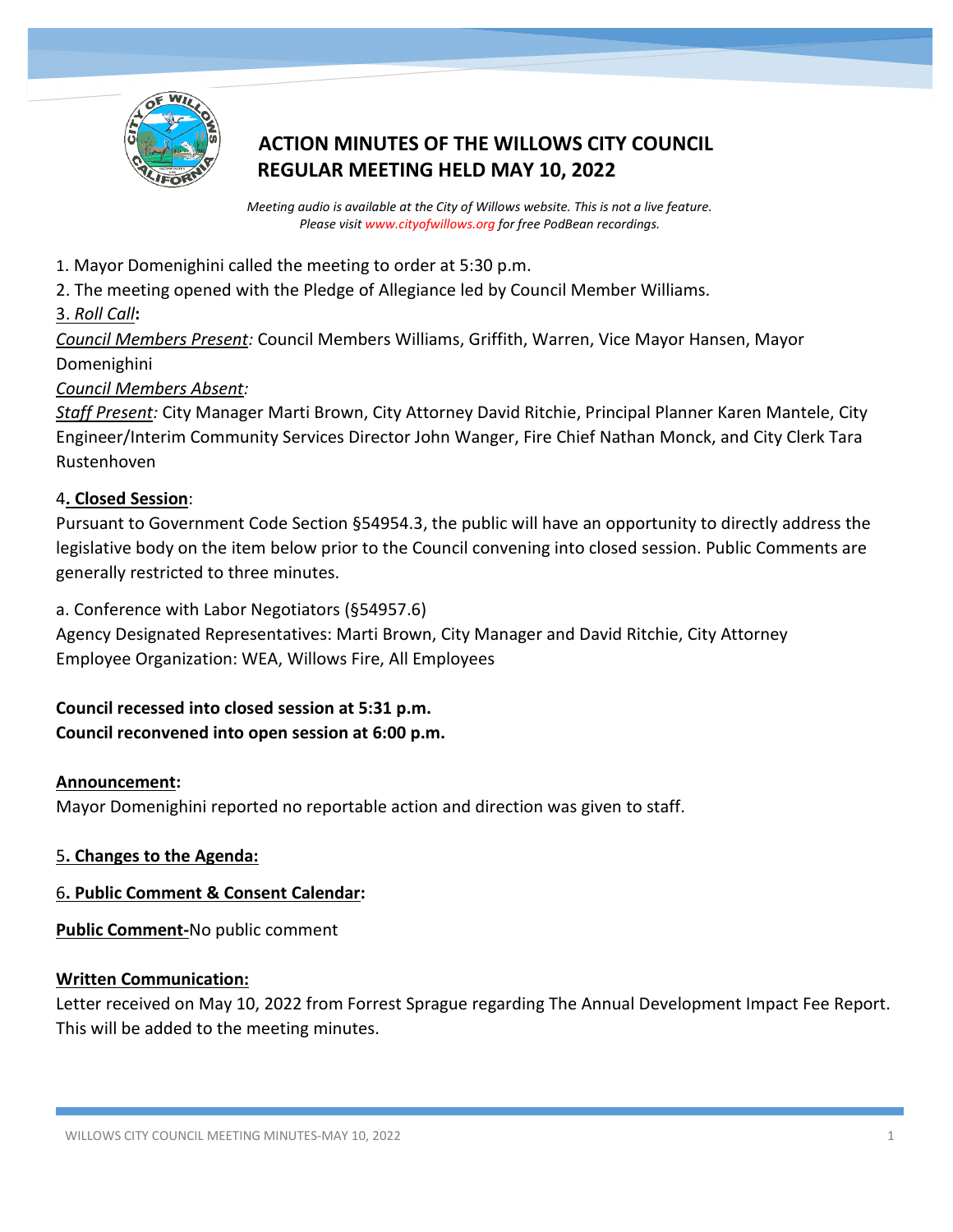# ACTION MINUTES OF THE WILLOWS CITY COUNCIL REGULAR MEETING HELD MAY 10, 2022

*Meeting audio is available at the City of Willows website. This is not a live feature. Please visit www.cityofwillows.org for free PodBean recordings.*

1. Mayor Domenighini called the meeting to order at 5:30 p.m.
2. The meeting opened with the Pledge of Allegiance led by Council Member Williams.
3. *Roll Call*:

*Council Members Present:* Council Members Williams, Griffith, Warren, Vice Mayor Hansen, Mayor Domenighini

*Council Members Absent:*

*Staff Present:* City Manager Marti Brown, City Attorney David Ritchie, Principal Planner Karen Mantele, City Engineer/Interim Community Services Director John Wanger, Fire Chief Nathan Monck, and City Clerk Tara Rustenhoven

**4. Closed Session**:

Pursuant to Government Code Section §54954.3, the public will have an opportunity to directly address the legislative body on the item below prior to the Council convening into closed session. Public Comments are generally restricted to three minutes.

a. Conference with Labor Negotiators (§54957.6)
Agency Designated Representatives: Marti Brown, City Manager and David Ritchie, City Attorney
Employee Organization: WEA, Willows Fire, All Employees

**Council recessed into closed session at 5:31 p.m.**
**Council reconvened into open session at 6:00 p.m.**

**Announcement:**
Mayor Domenighini reported no reportable action and direction was given to staff.

**5. Changes to the Agenda:**

**6. Public Comment & Consent Calendar:**

**Public Comment-**No public comment

**Written Communication:**
Letter received on May 10, 2022 from Forrest Sprague regarding The Annual Development Impact Fee Report. This will be added to the meeting minutes.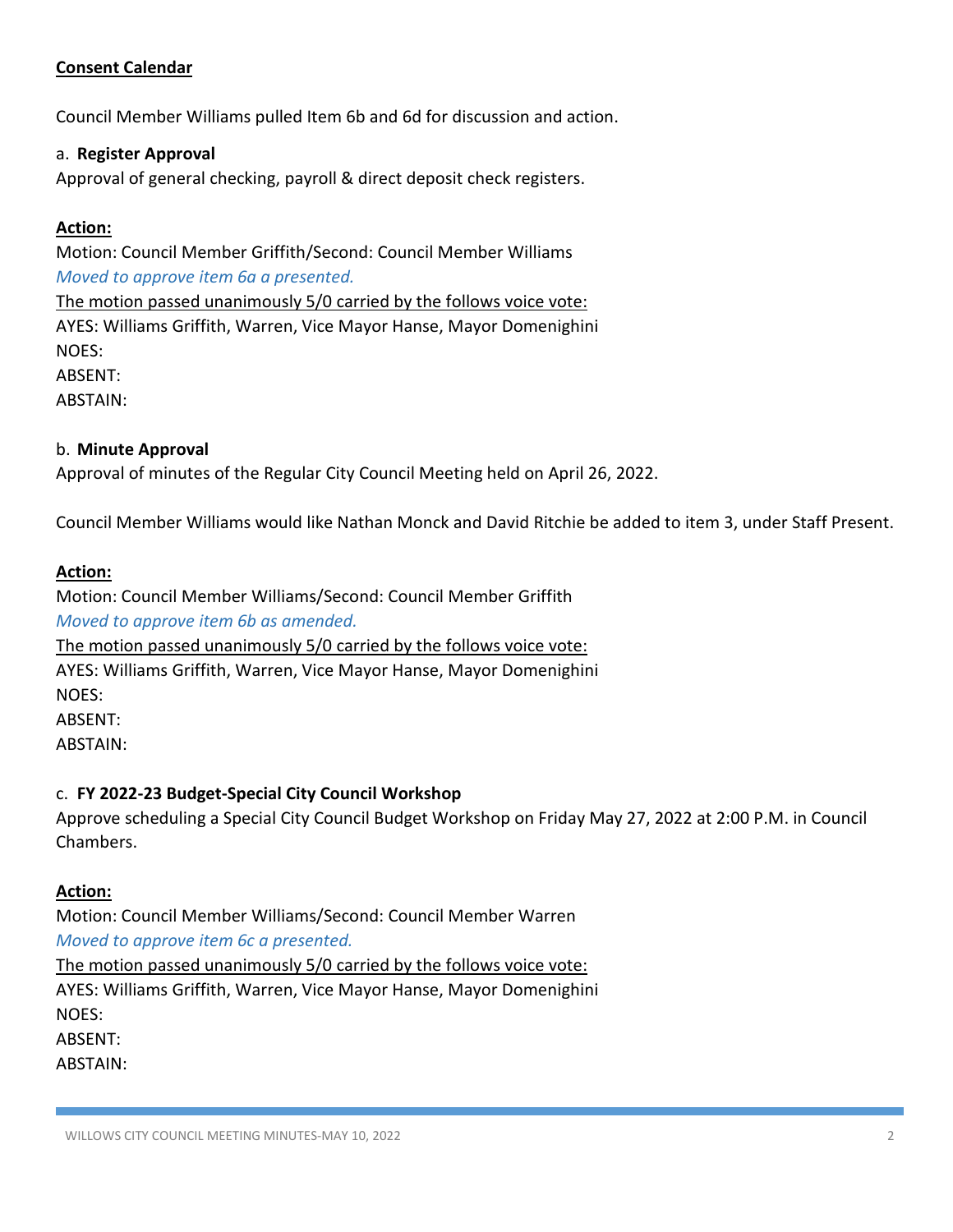**Consent Calendar**

Council Member Williams pulled Item 6b and 6d for discussion and action.

a. **Register Approval**
Approval of general checking, payroll & direct deposit check registers.

**Action:**
Motion: Council Member Griffith/Second: Council Member Williams
*Moved to approve item 6a a presented.*
The motion passed unanimously 5/0 carried by the follows voice vote:
AYES: Williams Griffith, Warren, Vice Mayor Hanse, Mayor Domenighini
NOES:
ABSENT:
ABSTAIN:

b. **Minute Approval**
Approval of minutes of the Regular City Council Meeting held on April 26, 2022.

Council Member Williams would like Nathan Monck and David Ritchie be added to item 3, under Staff Present.

**Action:**
Motion: Council Member Williams/Second: Council Member Griffith
*Moved to approve item 6b as amended.*
The motion passed unanimously 5/0 carried by the follows voice vote:
AYES: Williams Griffith, Warren, Vice Mayor Hanse, Mayor Domenighini
NOES:
ABSENT:
ABSTAIN:

c. **FY 2022-23 Budget-Special City Council Workshop**
Approve scheduling a Special City Council Budget Workshop on Friday May 27, 2022 at 2:00 P.M. in Council Chambers.

**Action:**
Motion: Council Member Williams/Second: Council Member Warren
*Moved to approve item 6c a presented.*
The motion passed unanimously 5/0 carried by the follows voice vote:
AYES: Williams Griffith, Warren, Vice Mayor Hanse, Mayor Domenighini
NOES:
ABSENT:
ABSTAIN: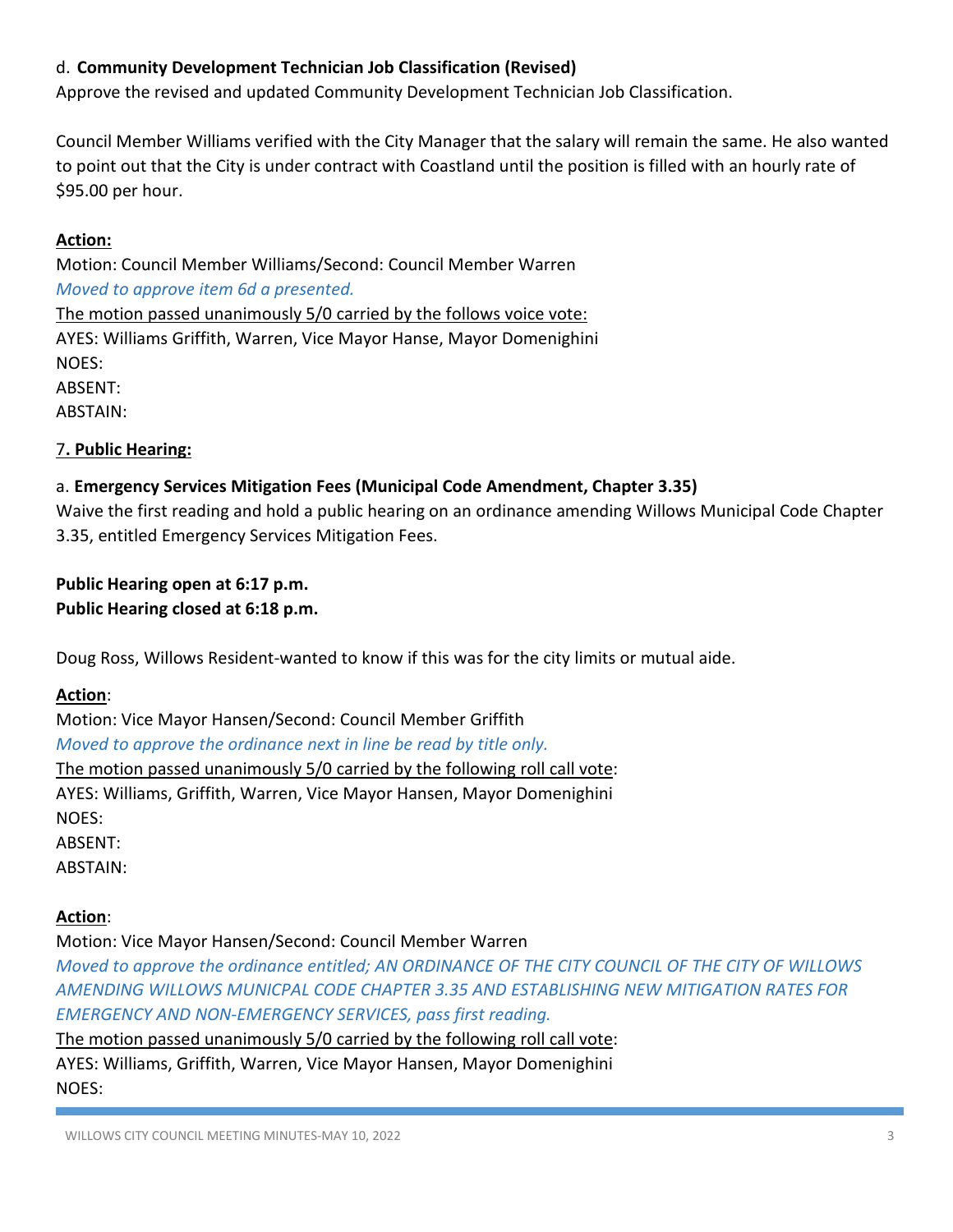d. **Community Development Technician Job Classification (Revised)**
Approve the revised and updated Community Development Technician Job Classification.

Council Member Williams verified with the City Manager that the salary will remain the same. He also wanted to point out that the City is under contract with Coastland until the position is filled with an hourly rate of $95.00 per hour.

**Action:**
Motion: Council Member Williams/Second: Council Member Warren
*Moved to approve item 6d a presented.*
The motion passed unanimously 5/0 carried by the follows voice vote:
AYES: Williams Griffith, Warren, Vice Mayor Hanse, Mayor Domenighini
NOES:
ABSENT:
ABSTAIN:

7**. Public Hearing:**

a. **Emergency Services Mitigation Fees (Municipal Code Amendment, Chapter 3.35)**
Waive the first reading and hold a public hearing on an ordinance amending Willows Municipal Code Chapter 3.35, entitled Emergency Services Mitigation Fees.

**Public Hearing open at 6:17 p.m.**
**Public Hearing closed at 6:18 p.m.**

Doug Ross, Willows Resident-wanted to know if this was for the city limits or mutual aide.

**Action**:
Motion: Vice Mayor Hansen/Second: Council Member Griffith
*Moved to approve the ordinance next in line be read by title only.*
The motion passed unanimously 5/0 carried by the following roll call vote:
AYES: Williams, Griffith, Warren, Vice Mayor Hansen, Mayor Domenighini
NOES:
ABSENT:
ABSTAIN:

**Action**:
Motion: Vice Mayor Hansen/Second: Council Member Warren
*Moved to approve the ordinance entitled; AN ORDINANCE OF THE CITY COUNCIL OF THE CITY OF WILLOWS AMENDING WILLOWS MUNICPAL CODE CHAPTER 3.35 AND ESTABLISHING NEW MITIGATION RATES FOR EMERGENCY AND NON-EMERGENCY SERVICES, pass first reading.*
The motion passed unanimously 5/0 carried by the following roll call vote:
AYES: Williams, Griffith, Warren, Vice Mayor Hansen, Mayor Domenighini
NOES: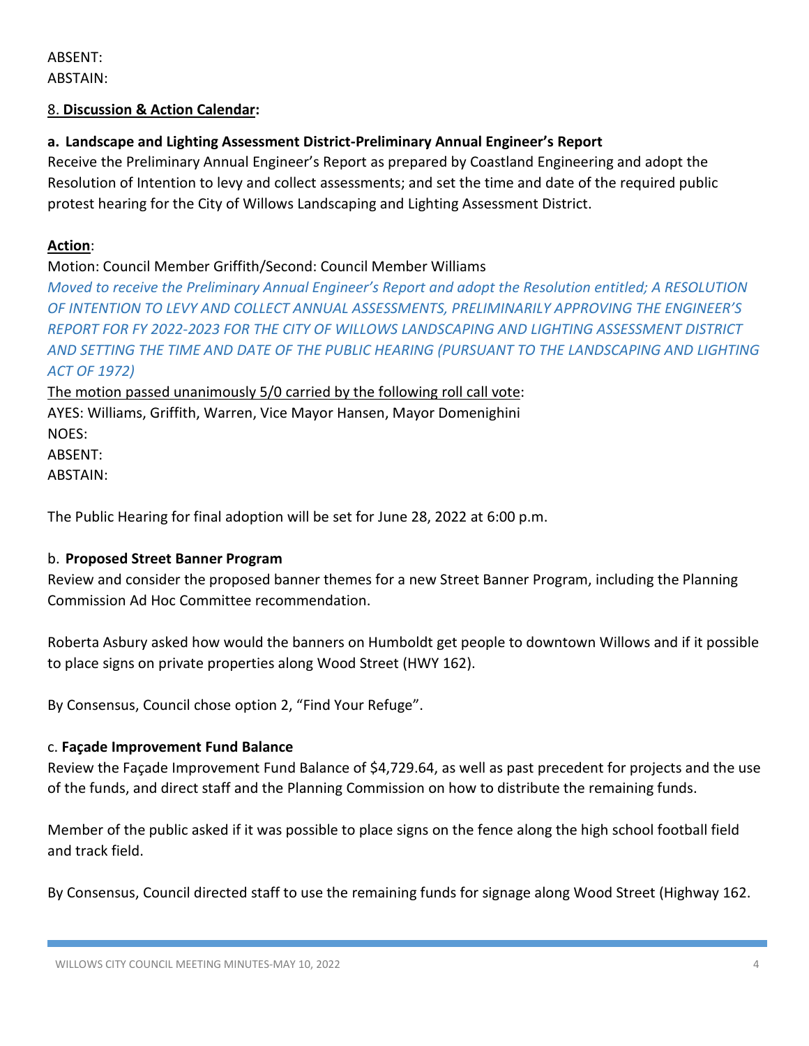ABSENT:
ABSTAIN:

8. **Discussion & Action Calendar:**

**a. Landscape and Lighting Assessment District-Preliminary Annual Engineer's Report**
Receive the Preliminary Annual Engineer's Report as prepared by Coastland Engineering and adopt the Resolution of Intention to levy and collect assessments; and set the time and date of the required public protest hearing for the City of Willows Landscaping and Lighting Assessment District.

**Action**:
Motion: Council Member Griffith/Second: Council Member Williams
*Moved to receive the Preliminary Annual Engineer's Report and adopt the Resolution entitled; A RESOLUTION OF INTENTION TO LEVY AND COLLECT ANNUAL ASSESSMENTS, PRELIMINARILY APPROVING THE ENGINEER'S REPORT FOR FY 2022-2023 FOR THE CITY OF WILLOWS LANDSCAPING AND LIGHTING ASSESSMENT DISTRICT AND SETTING THE TIME AND DATE OF THE PUBLIC HEARING (PURSUANT TO THE LANDSCAPING AND LIGHTING ACT OF 1972)*
The motion passed unanimously 5/0 carried by the following roll call vote:
AYES: Williams, Griffith, Warren, Vice Mayor Hansen, Mayor Domenighini
NOES:
ABSENT:
ABSTAIN:

The Public Hearing for final adoption will be set for June 28, 2022 at 6:00 p.m.

b. **Proposed Street Banner Program**
Review and consider the proposed banner themes for a new Street Banner Program, including the Planning Commission Ad Hoc Committee recommendation.

Roberta Asbury asked how would the banners on Humboldt get people to downtown Willows and if it possible to place signs on private properties along Wood Street (HWY 162).

By Consensus, Council chose option 2, "Find Your Refuge".

c. **Façade Improvement Fund Balance**
Review the Façade Improvement Fund Balance of $4,729.64, as well as past precedent for projects and the use of the funds, and direct staff and the Planning Commission on how to distribute the remaining funds.

Member of the public asked if it was possible to place signs on the fence along the high school football field and track field.

By Consensus, Council directed staff to use the remaining funds for signage along Wood Street (Highway 162.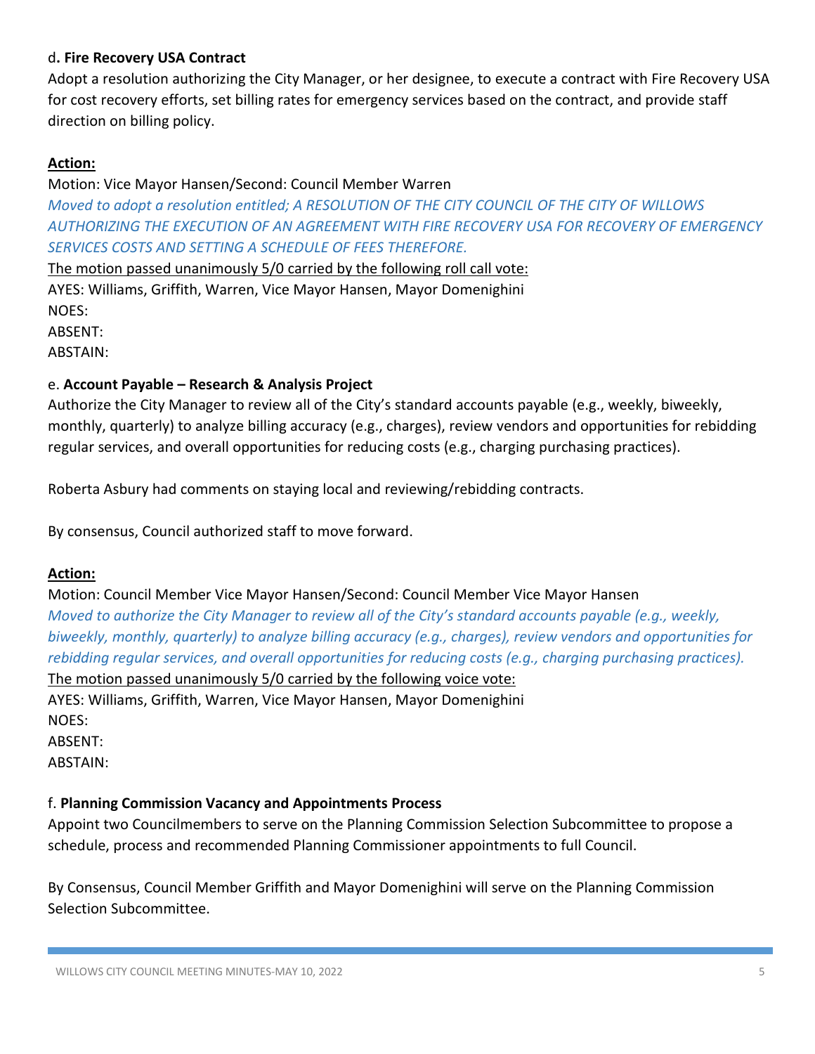d**. Fire Recovery USA Contract**

Adopt a resolution authorizing the City Manager, or her designee, to execute a contract with Fire Recovery USA for cost recovery efforts, set billing rates for emergency services based on the contract, and provide staff direction on billing policy.

**Action:**

Motion: Vice Mayor Hansen/Second: Council Member Warren

*Moved to adopt a resolution entitled; A RESOLUTION OF THE CITY COUNCIL OF THE CITY OF WILLOWS AUTHORIZING THE EXECUTION OF AN AGREEMENT WITH FIRE RECOVERY USA FOR RECOVERY OF EMERGENCY SERVICES COSTS AND SETTING A SCHEDULE OF FEES THEREFORE.*

The motion passed unanimously 5/0 carried by the following roll call vote:

AYES: Williams, Griffith, Warren, Vice Mayor Hansen, Mayor Domenighini

NOES:

ABSENT:

ABSTAIN:

e. **Account Payable – Research & Analysis Project**

Authorize the City Manager to review all of the City's standard accounts payable (e.g., weekly, biweekly, monthly, quarterly) to analyze billing accuracy (e.g., charges), review vendors and opportunities for rebidding regular services, and overall opportunities for reducing costs (e.g., charging purchasing practices).

Roberta Asbury had comments on staying local and reviewing/rebidding contracts.

By consensus, Council authorized staff to move forward.

**Action:**

Motion: Council Member Vice Mayor Hansen/Second: Council Member Vice Mayor Hansen

*Moved to authorize the City Manager to review all of the City's standard accounts payable (e.g., weekly, biweekly, monthly, quarterly) to analyze billing accuracy (e.g., charges), review vendors and opportunities for rebidding regular services, and overall opportunities for reducing costs (e.g., charging purchasing practices).*

The motion passed unanimously 5/0 carried by the following voice vote:

AYES: Williams, Griffith, Warren, Vice Mayor Hansen, Mayor Domenighini

NOES:

ABSENT:

ABSTAIN:

f. **Planning Commission Vacancy and Appointments Process**

Appoint two Councilmembers to serve on the Planning Commission Selection Subcommittee to propose a schedule, process and recommended Planning Commissioner appointments to full Council.

By Consensus, Council Member Griffith and Mayor Domenighini will serve on the Planning Commission Selection Subcommittee.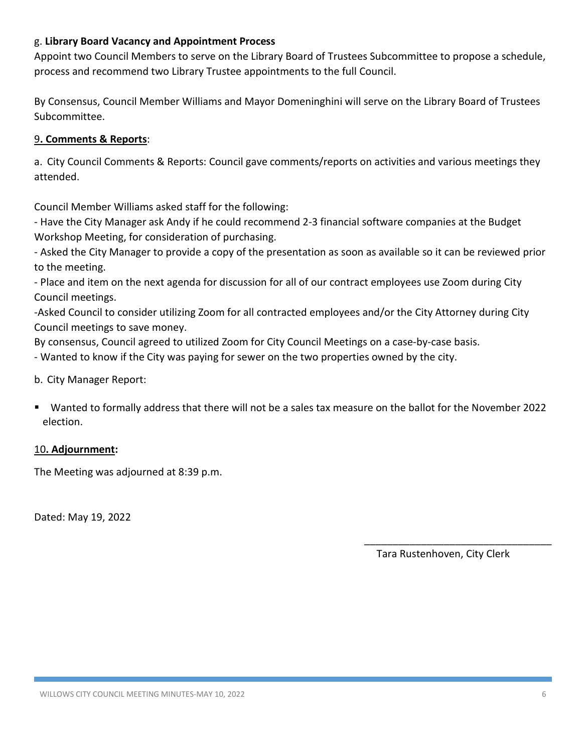g. **Library Board Vacancy and Appointment Process**

Appoint two Council Members to serve on the Library Board of Trustees Subcommittee to propose a schedule, process and recommend two Library Trustee appointments to the full Council.

By Consensus, Council Member Williams and Mayor Domeninghini will serve on the Library Board of Trustees Subcommittee.

9**. Comments & Reports**:

a. City Council Comments & Reports: Council gave comments/reports on activities and various meetings they attended.

Council Member Williams asked staff for the following:

- Have the City Manager ask Andy if he could recommend 2-3 financial software companies at the Budget Workshop Meeting, for consideration of purchasing.
- Asked the City Manager to provide a copy of the presentation as soon as available so it can be reviewed prior to the meeting.
- Place and item on the next agenda for discussion for all of our contract employees use Zoom during City Council meetings.
- Asked Council to consider utilizing Zoom for all contracted employees and/or the City Attorney during City Council meetings to save money.

By consensus, Council agreed to utilized Zoom for City Council Meetings on a case-by-case basis.

- Wanted to know if the City was paying for sewer on the two properties owned by the city.

b. City Manager Report:

- Wanted to formally address that there will not be a sales tax measure on the ballot for the November 2022 election.

10**. Adjournment:**

The Meeting was adjourned at 8:39 p.m.

Dated: May 19, 2022

\_\_\_\_\_\_\_\_\_\_\_\_\_\_\_\_\_\_\_\_\_\_\_\_\_\_\_\_\_\_\_\_\_\_

Tara Rustenhoven, City Clerk